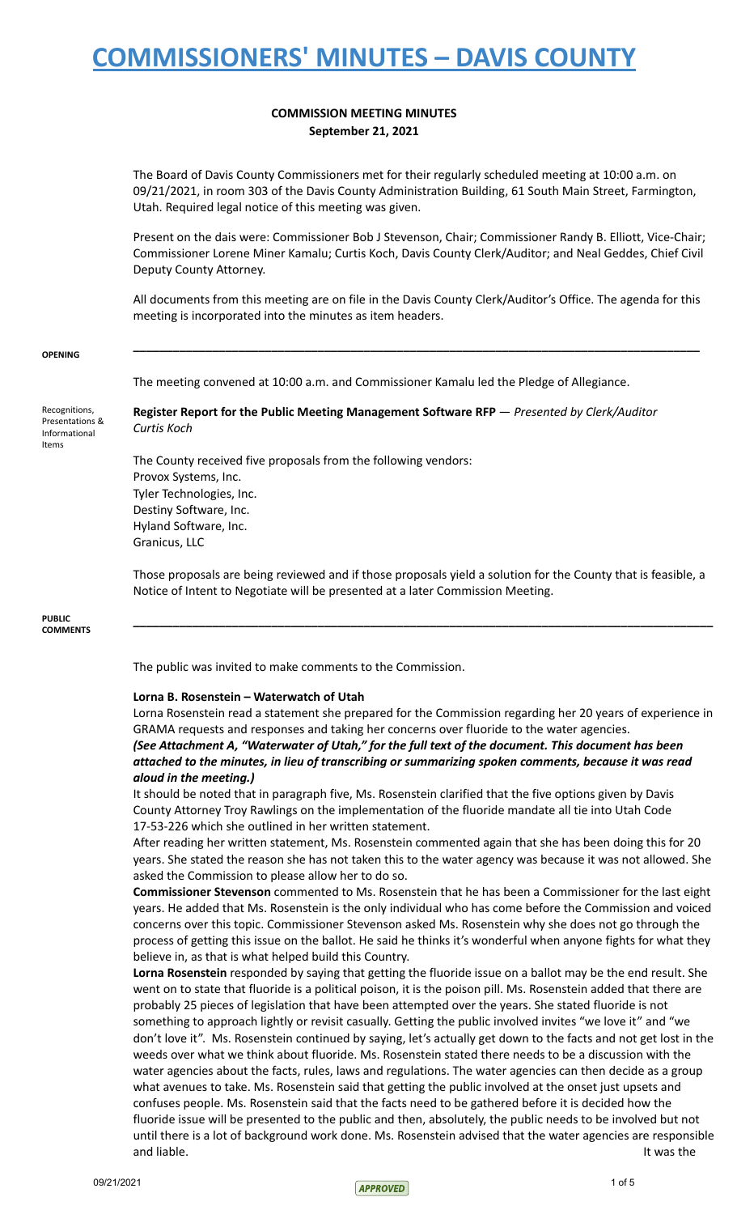# COMMISSIONERS' MINUTES – DAVIS COUNTY

**COMMISSION MEETING MINUTES**
**September 21, 2021**

The Board of Davis County Commissioners met for their regularly scheduled meeting at 10:00 a.m. on 09/21/2021, in room 303 of the Davis County Administration Building, 61 South Main Street, Farmington, Utah. Required legal notice of this meeting was given.

Present on the dais were: Commissioner Bob J Stevenson, Chair; Commissioner Randy B. Elliott, Vice-Chair; Commissioner Lorene Miner Kamalu; Curtis Koch, Davis County Clerk/Auditor; and Neal Geddes, Chief Civil Deputy County Attorney.

All documents from this meeting are on file in the Davis County Clerk/Auditor's Office. The agenda for this meeting is incorporated into the minutes as item headers.

---

**OPENING**

The meeting convened at 10:00 a.m. and Commissioner Kamalu led the Pledge of Allegiance.

Recognitions, Presentations & Informational Items

**Register Report for the Public Meeting Management Software RFP** — *Presented by Clerk/Auditor Curtis Koch*

The County received five proposals from the following vendors:
Provox Systems, Inc.
Tyler Technologies, Inc.
Destiny Software, Inc.
Hyland Software, Inc.
Granicus, LLC

Those proposals are being reviewed and if those proposals yield a solution for the County that is feasible, a Notice of Intent to Negotiate will be presented at a later Commission Meeting.

---

**PUBLIC COMMENTS**

The public was invited to make comments to the Commission.

**Lorna B. Rosenstein – Waterwatch of Utah**

Lorna Rosenstein read a statement she prepared for the Commission regarding her 20 years of experience in GRAMA requests and responses and taking her concerns over fluoride to the water agencies.

***(See Attachment A, "Waterwater of Utah," for the full text of the document. This document has been attached to the minutes, in lieu of transcribing or summarizing spoken comments, because it was read aloud in the meeting.)***

It should be noted that in paragraph five, Ms. Rosenstein clarified that the five options given by Davis County Attorney Troy Rawlings on the implementation of the fluoride mandate all tie into Utah Code 17-53-226 which she outlined in her written statement.

After reading her written statement, Ms. Rosenstein commented again that she has been doing this for 20 years. She stated the reason she has not taken this to the water agency was because it was not allowed. She asked the Commission to please allow her to do so.

**Commissioner Stevenson** commented to Ms. Rosenstein that he has been a Commissioner for the last eight years. He added that Ms. Rosenstein is the only individual who has come before the Commission and voiced concerns over this topic. Commissioner Stevenson asked Ms. Rosenstein why she does not go through the process of getting this issue on the ballot. He said he thinks it's wonderful when anyone fights for what they believe in, as that is what helped build this Country.

**Lorna Rosenstein** responded by saying that getting the fluoride issue on a ballot may be the end result. She went on to state that fluoride is a political poison, it is the poison pill. Ms. Rosenstein added that there are probably 25 pieces of legislation that have been attempted over the years. She stated fluoride is not something to approach lightly or revisit casually. Getting the public involved invites "we love it" and "we don't love it". Ms. Rosenstein continued by saying, let's actually get down to the facts and not get lost in the weeds over what we think about fluoride. Ms. Rosenstein stated there needs to be a discussion with the water agencies about the facts, rules, laws and regulations. The water agencies can then decide as a group what avenues to take. Ms. Rosenstein said that getting the public involved at the onset just upsets and confuses people. Ms. Rosenstein said that the facts need to be gathered before it is decided how the fluoride issue will be presented to the public and then, absolutely, the public needs to be involved but not until there is a lot of background work done. Ms. Rosenstein advised that the water agencies are responsible and liable. It was the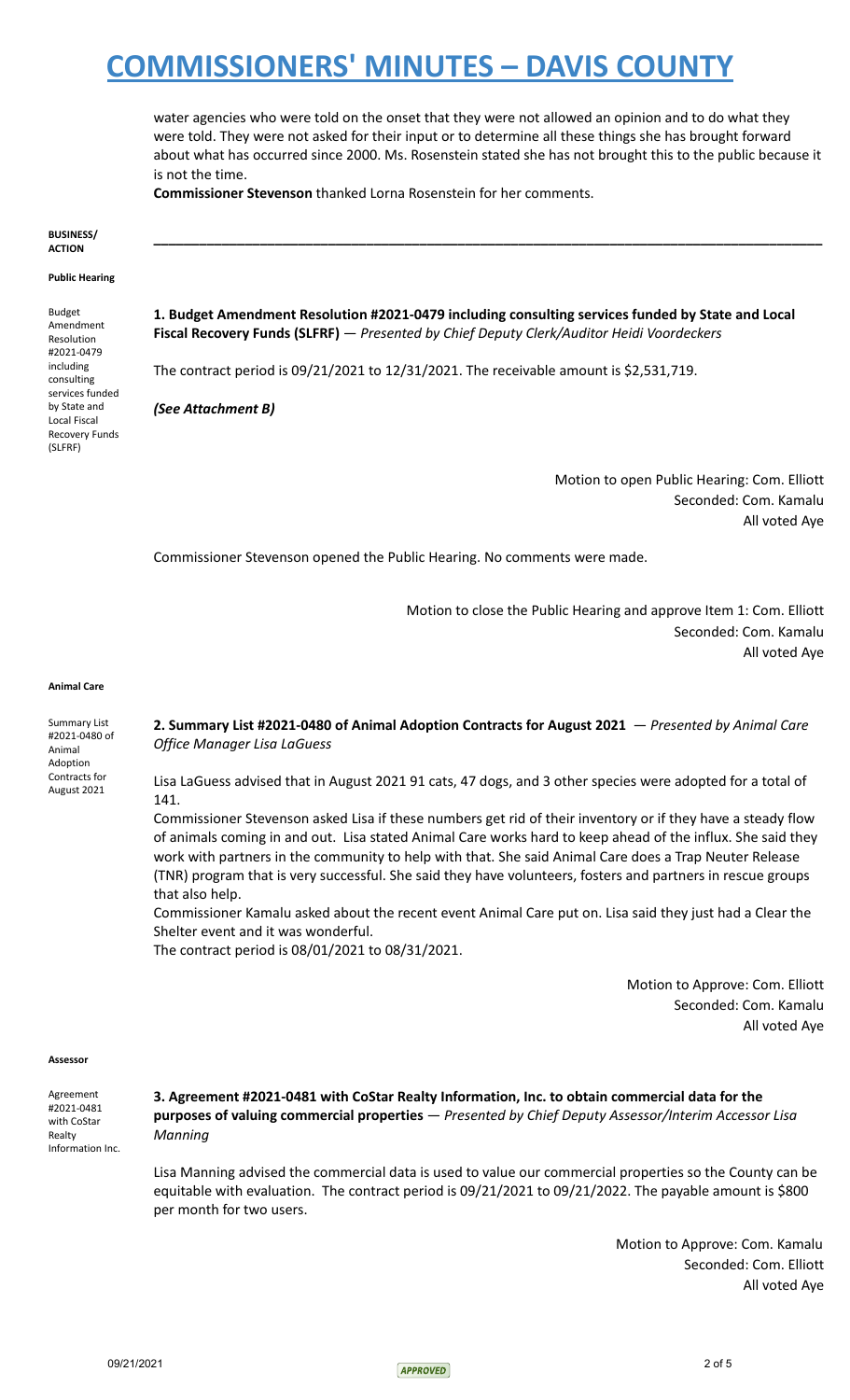water agencies who were told on the onset that they were not allowed an opinion and to do what they were told. They were not asked for their input or to determine all these things she has brought forward about what has occurred since 2000. Ms. Rosenstein stated she has not brought this to the public because it is not the time.

**Commissioner Stevenson** thanked Lorna Rosenstein for her comments.

**BUSINESS/ ACTION**

---

**Public Hearing**

*Budget Amendment Resolution #2021-0479 including consulting services funded by State and Local Fiscal Recovery Funds (SLFRF)*

**1. Budget Amendment Resolution #2021-0479 including consulting services funded by State and Local Fiscal Recovery Funds (SLFRF)** — *Presented by Chief Deputy Clerk/Auditor Heidi Voordeckers*

The contract period is 09/21/2021 to 12/31/2021. The receivable amount is $2,531,719.

*(See Attachment B)*

Motion to open Public Hearing: Com. Elliott
Seconded: Com. Kamalu
All voted Aye

Commissioner Stevenson opened the Public Hearing. No comments were made.

Motion to close the Public Hearing and approve Item 1: Com. Elliott
Seconded: Com. Kamalu
All voted Aye

**Animal Care**

*Summary List #2021-0480 of Animal Adoption Contracts for August 2021*

**2. Summary List #2021-0480 of Animal Adoption Contracts for August 2021** — *Presented by Animal Care Office Manager Lisa LaGuess*

Lisa LaGuess advised that in August 2021 91 cats, 47 dogs, and 3 other species were adopted for a total of 141.

Commissioner Stevenson asked Lisa if these numbers get rid of their inventory or if they have a steady flow of animals coming in and out. Lisa stated Animal Care works hard to keep ahead of the influx. She said they work with partners in the community to help with that. She said Animal Care does a Trap Neuter Release (TNR) program that is very successful. She said they have volunteers, fosters and partners in rescue groups that also help.

Commissioner Kamalu asked about the recent event Animal Care put on. Lisa said they just had a Clear the Shelter event and it was wonderful.

The contract period is 08/01/2021 to 08/31/2021.

Motion to Approve: Com. Elliott
Seconded: Com. Kamalu
All voted Aye

**Assessor**

*Agreement #2021-0481 with CoStar Realty Information Inc.*

**3. Agreement #2021-0481 with CoStar Realty Information, Inc. to obtain commercial data for the purposes of valuing commercial properties** — *Presented by Chief Deputy Assessor/Interim Accessor Lisa Manning*

Lisa Manning advised the commercial data is used to value our commercial properties so the County can be equitable with evaluation. The contract period is 09/21/2021 to 09/21/2022. The payable amount is $800 per month for two users.

Motion to Approve: Com. Kamalu
Seconded: Com. Elliott
All voted Aye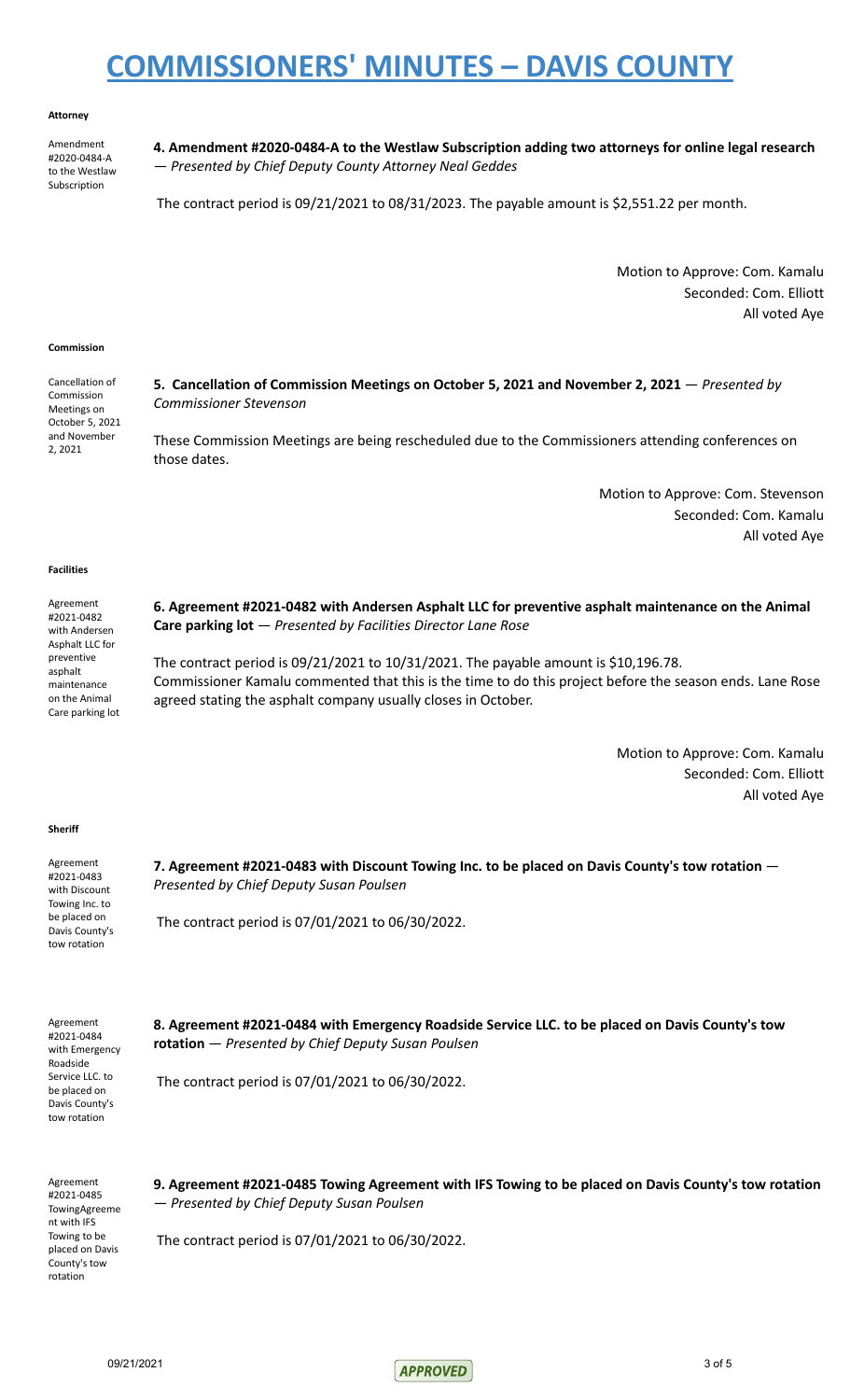# COMMISSIONERS' MINUTES – DAVIS COUNTY

**Attorney**

Amendment #2020-0484-A to the Westlaw Subscription

**4. Amendment #2020-0484-A to the Westlaw Subscription adding two attorneys for online legal research** — *Presented by Chief Deputy County Attorney Neal Geddes*

The contract period is 09/21/2021 to 08/31/2023. The payable amount is $2,551.22 per month.

Motion to Approve: Com. Kamalu
Seconded: Com. Elliott
All voted Aye

**Commission**

Cancellation of Commission Meetings on October 5, 2021 and November 2, 2021

**5. Cancellation of Commission Meetings on October 5, 2021 and November 2, 2021** — *Presented by Commissioner Stevenson*

These Commission Meetings are being rescheduled due to the Commissioners attending conferences on those dates.

Motion to Approve: Com. Stevenson
Seconded: Com. Kamalu
All voted Aye

**Facilities**

Agreement #2021-0482 with Andersen Asphalt LLC for preventive asphalt maintenance on the Animal Care parking lot

**6. Agreement #2021-0482 with Andersen Asphalt LLC for preventive asphalt maintenance on the Animal Care parking lot** — *Presented by Facilities Director Lane Rose*

The contract period is 09/21/2021 to 10/31/2021. The payable amount is $10,196.78.
Commissioner Kamalu commented that this is the time to do this project before the season ends. Lane Rose agreed stating the asphalt company usually closes in October.

Motion to Approve: Com. Kamalu
Seconded: Com. Elliott
All voted Aye

**Sheriff**

Agreement #2021-0483 with Discount Towing Inc. to be placed on Davis County's tow rotation

**7. Agreement #2021-0483 with Discount Towing Inc. to be placed on Davis County's tow rotation** — *Presented by Chief Deputy Susan Poulsen*

The contract period is 07/01/2021 to 06/30/2022.

Agreement #2021-0484 with Emergency Roadside Service LLC. to be placed on Davis County's tow rotation

**8. Agreement #2021-0484 with Emergency Roadside Service LLC. to be placed on Davis County's tow rotation** — *Presented by Chief Deputy Susan Poulsen*

The contract period is 07/01/2021 to 06/30/2022.

Agreement #2021-0485 TowingAgreement with IFS Towing to be placed on Davis County's tow rotation

**9. Agreement #2021-0485 Towing Agreement with IFS Towing to be placed on Davis County's tow rotation** — *Presented by Chief Deputy Susan Poulsen*

The contract period is 07/01/2021 to 06/30/2022.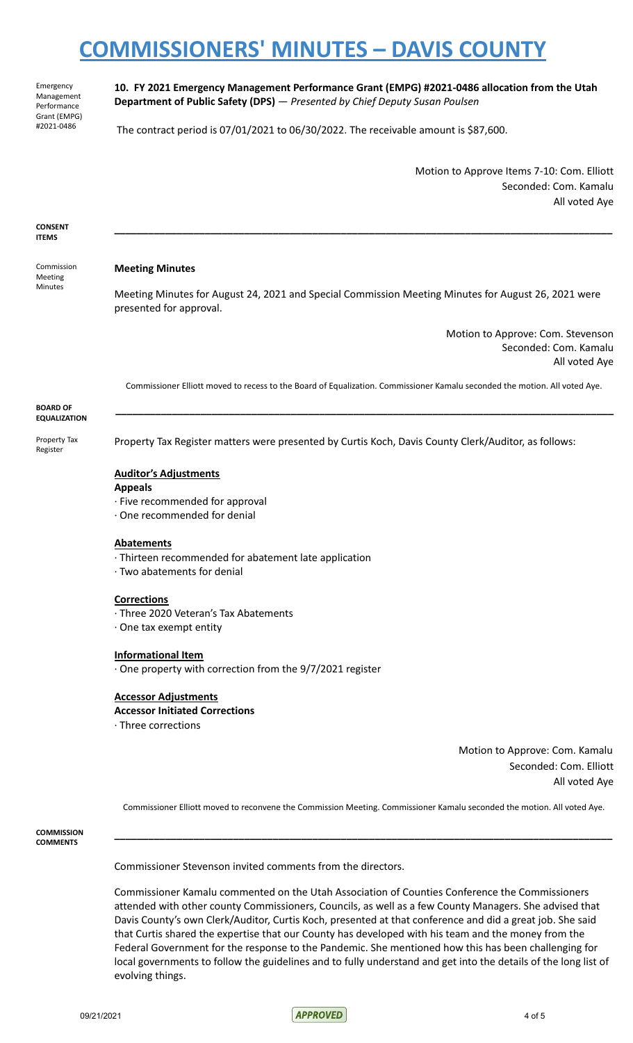Emergency Management Performance Grant (EMPG) #2021-0486

**10. FY 2021 Emergency Management Performance Grant (EMPG) #2021-0486 allocation from the Utah Department of Public Safety (DPS)** — *Presented by Chief Deputy Susan Poulsen*

The contract period is 07/01/2021 to 06/30/2022. The receivable amount is $87,600.

Motion to Approve Items 7-10: Com. Elliott
Seconded: Com. Kamalu
All voted Aye

---

**CONSENT ITEMS**

Commission Meeting Minutes

**Meeting Minutes**

Meeting Minutes for August 24, 2021 and Special Commission Meeting Minutes for August 26, 2021 were presented for approval.

Motion to Approve: Com. Stevenson
Seconded: Com. Kamalu
All voted Aye

Commissioner Elliott moved to recess to the Board of Equalization. Commissioner Kamalu seconded the motion. All voted Aye.

---

**BOARD OF EQUALIZATION**

Property Tax Register

Property Tax Register matters were presented by Curtis Koch, Davis County Clerk/Auditor, as follows:

**Auditor's Adjustments**

**Appeals**

· Five recommended for approval
· One recommended for denial

**Abatements**

· Thirteen recommended for abatement late application
· Two abatements for denial

**Corrections**

· Three 2020 Veteran's Tax Abatements
· One tax exempt entity

**Informational Item**

· One property with correction from the 9/7/2021 register

**Accessor Adjustments**

**Accessor Initiated Corrections**

· Three corrections

Motion to Approve: Com. Kamalu
Seconded: Com. Elliott
All voted Aye

Commissioner Elliott moved to reconvene the Commission Meeting. Commissioner Kamalu seconded the motion. All voted Aye.

---

**COMMISSION COMMENTS**

Commissioner Stevenson invited comments from the directors.

Commissioner Kamalu commented on the Utah Association of Counties Conference the Commissioners attended with other county Commissioners, Councils, as well as a few County Managers. She advised that Davis County's own Clerk/Auditor, Curtis Koch, presented at that conference and did a great job. She said that Curtis shared the expertise that our County has developed with his team and the money from the Federal Government for the response to the Pandemic. She mentioned how this has been challenging for local governments to follow the guidelines and to fully understand and get into the details of the long list of evolving things.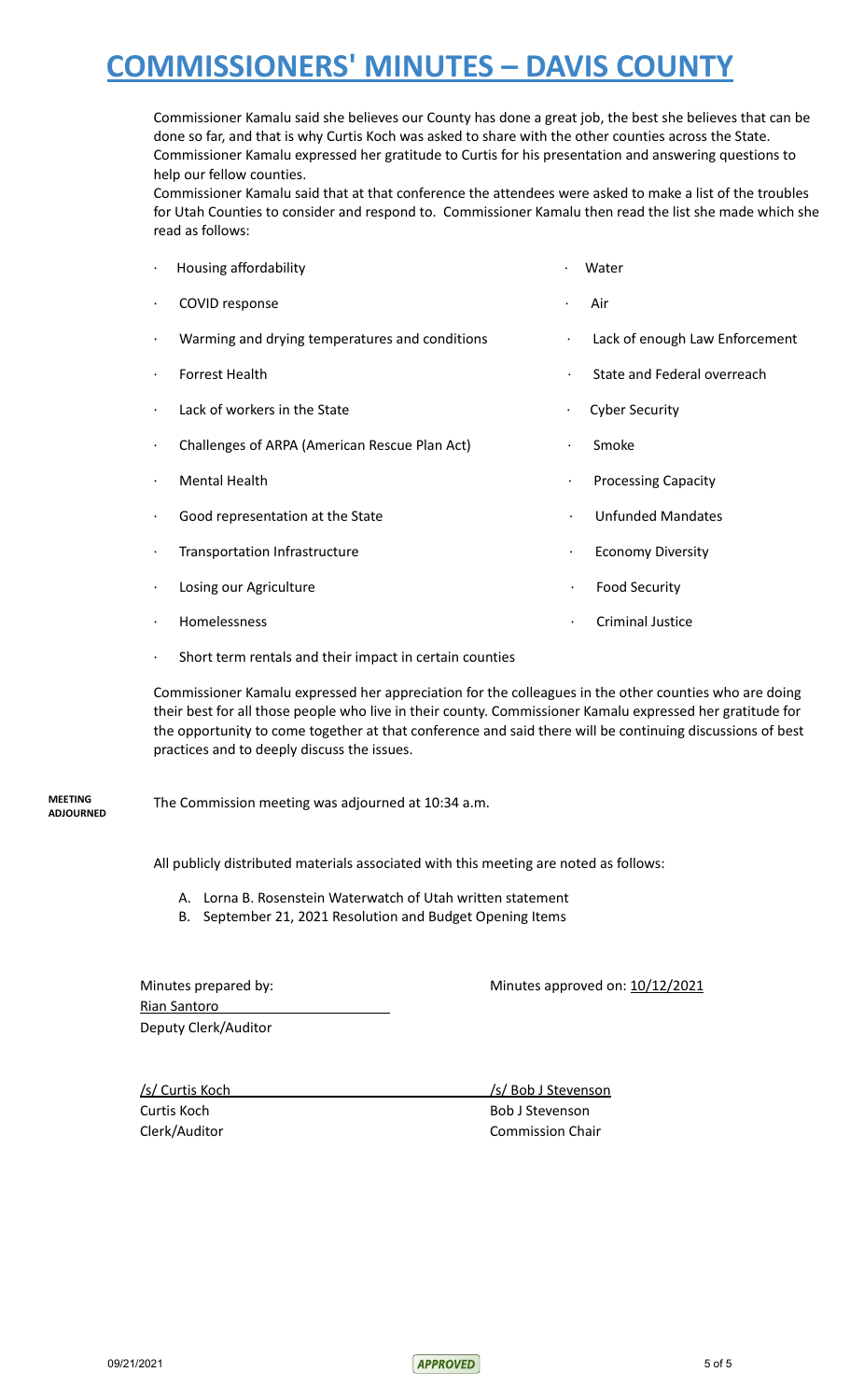Commissioner Kamalu said she believes our County has done a great job, the best she believes that can be done so far, and that is why Curtis Koch was asked to share with the other counties across the State. Commissioner Kamalu expressed her gratitude to Curtis for his presentation and answering questions to help our fellow counties.

Commissioner Kamalu said that at that conference the attendees were asked to make a list of the troubles for Utah Counties to consider and respond to. Commissioner Kamalu then read the list she made which she read as follows:

- Housing affordability
- COVID response
- Warming and drying temperatures and conditions
- Forrest Health
- Lack of workers in the State
- Challenges of ARPA (American Rescue Plan Act)
- Mental Health
- Good representation at the State
- Transportation Infrastructure
- Losing our Agriculture
- Homelessness
- Water
- Air
- Lack of enough Law Enforcement
- State and Federal overreach
- Cyber Security
- Smoke
- Processing Capacity
- Unfunded Mandates
- Economy Diversity
- Food Security
- Criminal Justice
- Short term rentals and their impact in certain counties

Commissioner Kamalu expressed her appreciation for the colleagues in the other counties who are doing their best for all those people who live in their county. Commissioner Kamalu expressed her gratitude for the opportunity to come together at that conference and said there will be continuing discussions of best practices and to deeply discuss the issues.

**MEETING ADJOURNED**

The Commission meeting was adjourned at 10:34 a.m.

All publicly distributed materials associated with this meeting are noted as follows:

A. Lorna B. Rosenstein Waterwatch of Utah written statement
B. September 21, 2021 Resolution and Budget Opening Items

Minutes prepared by:
Rian Santoro
Deputy Clerk/Auditor

Minutes approved on: 10/12/2021

/s/ Curtis Koch
Curtis Koch
Clerk/Auditor

/s/ Bob J Stevenson
Bob J Stevenson
Commission Chair